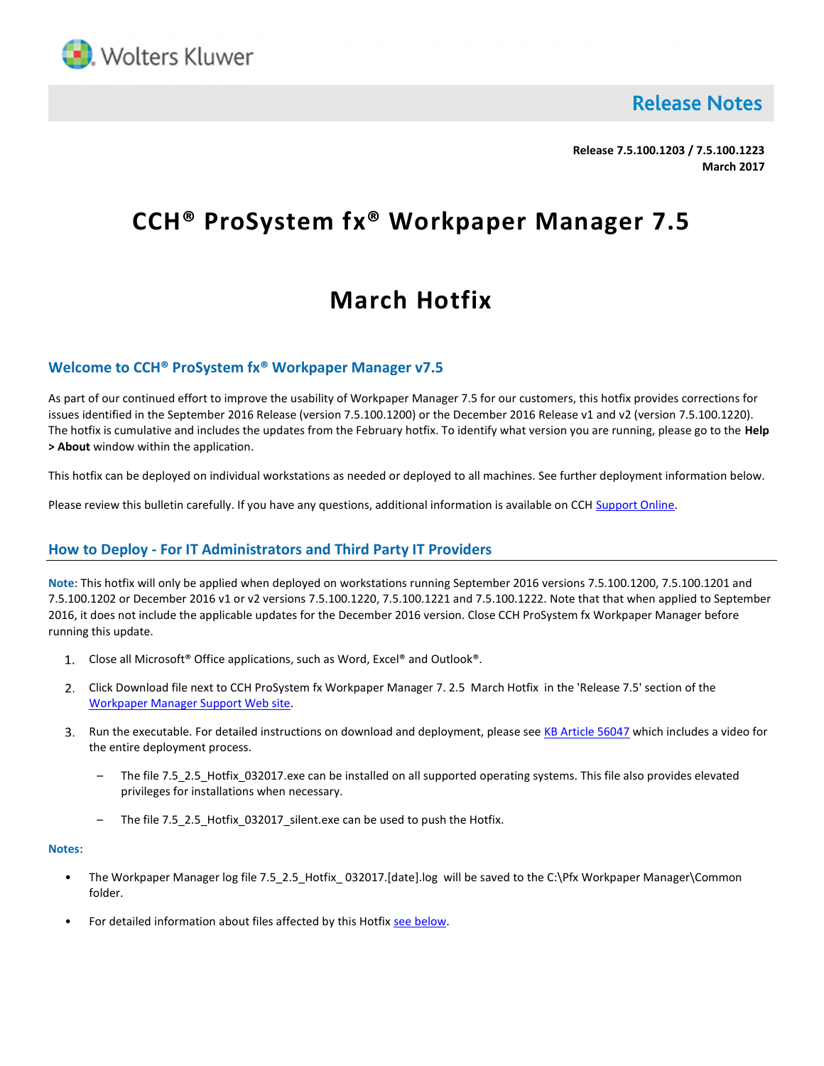Wolters Kluwer

**Release Notes**

**Release 7.5.100.1203 / 7.5.100.1223**
**March 2017**

# CCH® ProSystem fx® Workpaper Manager 7.5

# March Hotfix

## Welcome to CCH® ProSystem fx® Workpaper Manager v7.5

As part of our continued effort to improve the usability of Workpaper Manager 7.5 for our customers, this hotfix provides corrections for issues identified in the September 2016 Release (version 7.5.100.1200) or the December 2016 Release v1 and v2 (version 7.5.100.1220). The hotfix is cumulative and includes the updates from the February hotfix. To identify what version you are running, please go to the **Help > About** window within the application.

This hotfix can be deployed on individual workstations as needed or deployed to all machines. See further deployment information below.

Please review this bulletin carefully. If you have any questions, additional information is available on CCH [Support Online](Support Online).

## How to Deploy - For IT Administrators and Third Party IT Providers

**Note**: This hotfix will only be applied when deployed on workstations running September 2016 versions 7.5.100.1200, 7.5.100.1201 and 7.5.100.1202 or December 2016 v1 or v2 versions 7.5.100.1220, 7.5.100.1221 and 7.5.100.1222. Note that that when applied to September 2016, it does not include the applicable updates for the December 2016 version. Close CCH ProSystem fx Workpaper Manager before running this update.

1. Close all Microsoft® Office applications, such as Word, Excel® and Outlook®.
2. Click Download file next to CCH ProSystem fx Workpaper Manager 7. 2.5 March Hotfix in the 'Release 7.5' section of the Workpaper Manager Support Web site.
3. Run the executable. For detailed instructions on download and deployment, please see KB Article 56047 which includes a video for the entire deployment process.
   - The file 7.5_2.5_Hotfix_032017.exe can be installed on all supported operating systems. This file also provides elevated privileges for installations when necessary.
   - The file 7.5_2.5_Hotfix_032017_silent.exe can be used to push the Hotfix.

**Notes**:

- The Workpaper Manager log file 7.5_2.5_Hotfix_ 032017.[date].log will be saved to the C:\Pfx Workpaper Manager\Common folder.
- For detailed information about files affected by this Hotfix see below.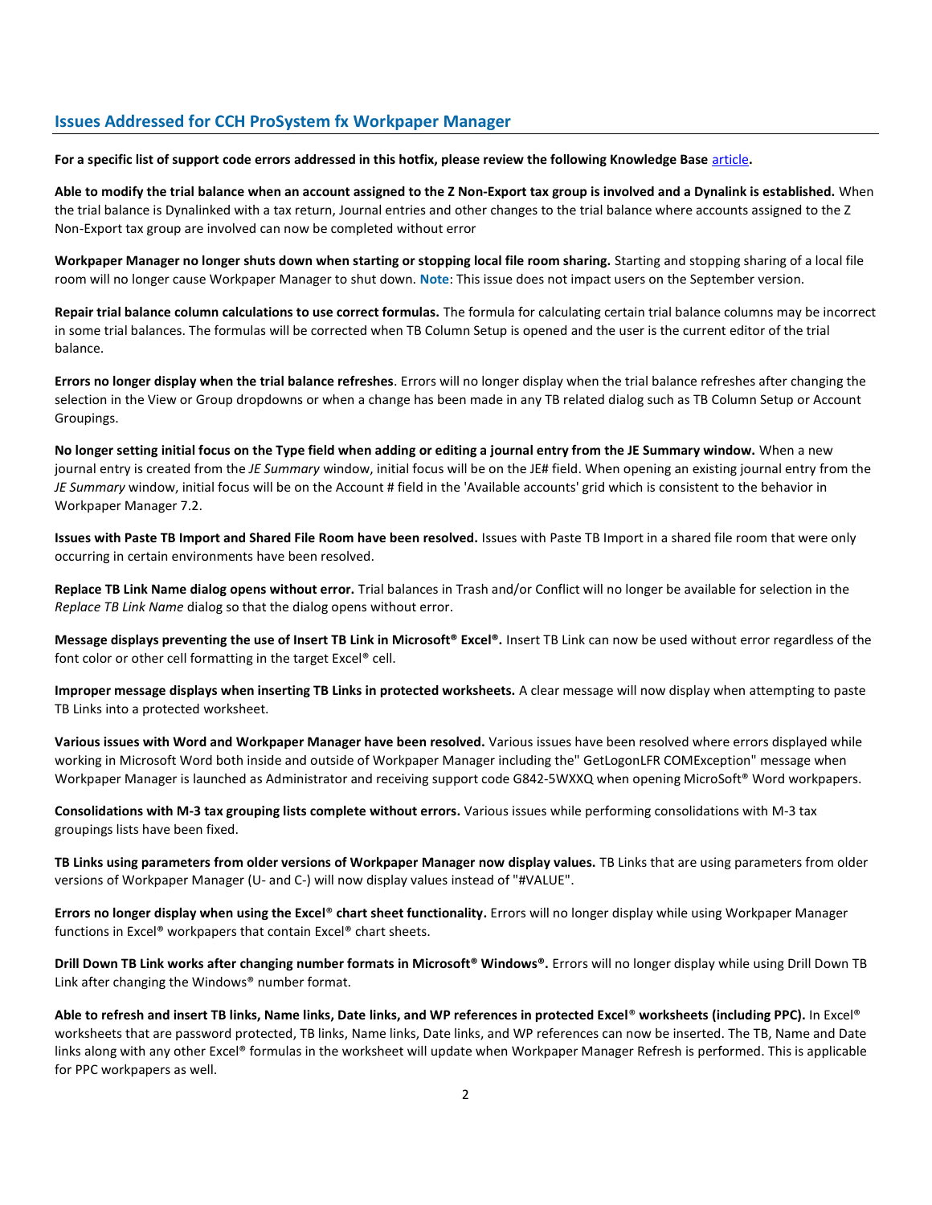## Issues Addressed for CCH ProSystem fx Workpaper Manager

**For a specific list of support code errors addressed in this hotfix, please review the following Knowledge Base article.**

**Able to modify the trial balance when an account assigned to the Z Non-Export tax group is involved and a Dynalink is established.** When the trial balance is Dynalinked with a tax return, Journal entries and other changes to the trial balance where accounts assigned to the Z Non-Export tax group are involved can now be completed without error

**Workpaper Manager no longer shuts down when starting or stopping local file room sharing.** Starting and stopping sharing of a local file room will no longer cause Workpaper Manager to shut down. **Note**: This issue does not impact users on the September version.

**Repair trial balance column calculations to use correct formulas.** The formula for calculating certain trial balance columns may be incorrect in some trial balances. The formulas will be corrected when TB Column Setup is opened and the user is the current editor of the trial balance.

**Errors no longer display when the trial balance refreshes**. Errors will no longer display when the trial balance refreshes after changing the selection in the View or Group dropdowns or when a change has been made in any TB related dialog such as TB Column Setup or Account Groupings.

**No longer setting initial focus on the Type field when adding or editing a journal entry from the JE Summary window.** When a new journal entry is created from the *JE Summary* window, initial focus will be on the JE# field. When opening an existing journal entry from the *JE Summary* window, initial focus will be on the Account # field in the 'Available accounts' grid which is consistent to the behavior in Workpaper Manager 7.2.

**Issues with Paste TB Import and Shared File Room have been resolved.** Issues with Paste TB Import in a shared file room that were only occurring in certain environments have been resolved.

**Replace TB Link Name dialog opens without error.** Trial balances in Trash and/or Conflict will no longer be available for selection in the *Replace TB Link Name* dialog so that the dialog opens without error.

**Message displays preventing the use of Insert TB Link in Microsoft® Excel®.** Insert TB Link can now be used without error regardless of the font color or other cell formatting in the target Excel® cell.

**Improper message displays when inserting TB Links in protected worksheets.** A clear message will now display when attempting to paste TB Links into a protected worksheet.

**Various issues with Word and Workpaper Manager have been resolved.** Various issues have been resolved where errors displayed while working in Microsoft Word both inside and outside of Workpaper Manager including the" GetLogonLFR COMException" message when Workpaper Manager is launched as Administrator and receiving support code G842-5WXXQ when opening MicroSoft® Word workpapers.

**Consolidations with M-3 tax grouping lists complete without errors.** Various issues while performing consolidations with M-3 tax groupings lists have been fixed.

**TB Links using parameters from older versions of Workpaper Manager now display values.** TB Links that are using parameters from older versions of Workpaper Manager (U- and C-) will now display values instead of "#VALUE".

**Errors no longer display when using the Excel® chart sheet functionality.** Errors will no longer display while using Workpaper Manager functions in Excel® workpapers that contain Excel® chart sheets.

**Drill Down TB Link works after changing number formats in Microsoft® Windows®.** Errors will no longer display while using Drill Down TB Link after changing the Windows® number format.

**Able to refresh and insert TB links, Name links, Date links, and WP references in protected Excel® worksheets (including PPC).** In Excel® worksheets that are password protected, TB links, Name links, Date links, and WP references can now be inserted. The TB, Name and Date links along with any other Excel® formulas in the worksheet will update when Workpaper Manager Refresh is performed. This is applicable for PPC workpapers as well.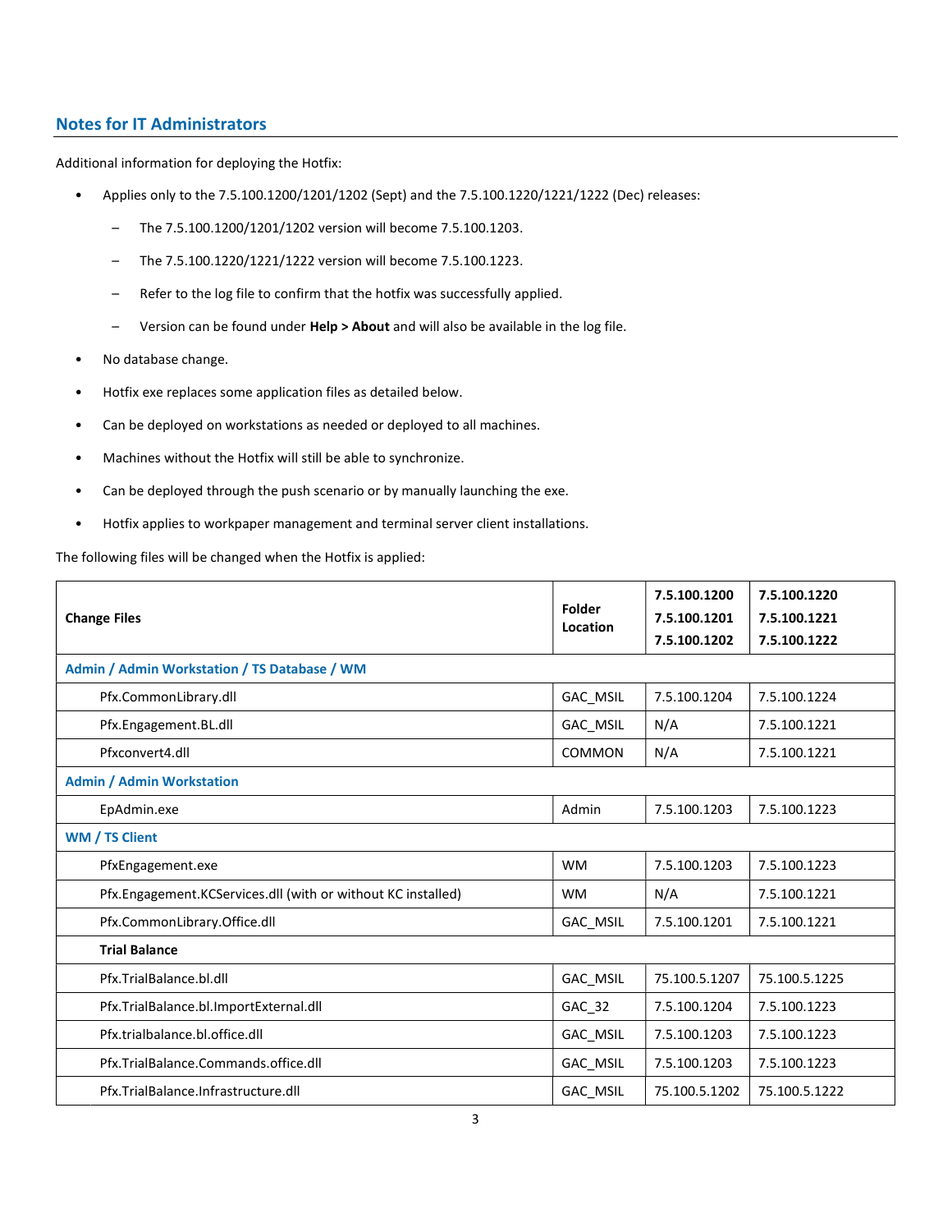## Notes for IT Administrators

Additional information for deploying the Hotfix:

- Applies only to the 7.5.100.1200/1201/1202 (Sept) and the 7.5.100.1220/1221/1222 (Dec) releases:
  - The 7.5.100.1200/1201/1202 version will become 7.5.100.1203.
  - The 7.5.100.1220/1221/1222 version will become 7.5.100.1223.
  - Refer to the log file to confirm that the hotfix was successfully applied.
  - Version can be found under **Help > About** and will also be available in the log file.
- No database change.
- Hotfix exe replaces some application files as detailed below.
- Can be deployed on workstations as needed or deployed to all machines.
- Machines without the Hotfix will still be able to synchronize.
- Can be deployed through the push scenario or by manually launching the exe.
- Hotfix applies to workpaper management and terminal server client installations.

The following files will be changed when the Hotfix is applied:

| Change Files | Folder Location | 7.5.100.1200 7.5.100.1201 7.5.100.1202 | 7.5.100.1220 7.5.100.1221 7.5.100.1222 |
|---|---|---|---|
| **Admin / Admin Workstation / TS Database / WM** | | | |
| Pfx.CommonLibrary.dll | GAC_MSIL | 7.5.100.1204 | 7.5.100.1224 |
| Pfx.Engagement.BL.dll | GAC_MSIL | N/A | 7.5.100.1221 |
| Pfxconvert4.dll | COMMON | N/A | 7.5.100.1221 |
| **Admin / Admin Workstation** | | | |
| EpAdmin.exe | Admin | 7.5.100.1203 | 7.5.100.1223 |
| **WM / TS Client** | | | |
| PfxEngagement.exe | WM | 7.5.100.1203 | 7.5.100.1223 |
| Pfx.Engagement.KCServices.dll (with or without KC installed) | WM | N/A | 7.5.100.1221 |
| Pfx.CommonLibrary.Office.dll | GAC_MSIL | 7.5.100.1201 | 7.5.100.1221 |
| **Trial Balance** | | | |
| Pfx.TrialBalance.bl.dll | GAC_MSIL | 75.100.5.1207 | 75.100.5.1225 |
| Pfx.TrialBalance.bl.ImportExternal.dll | GAC_32 | 7.5.100.1204 | 7.5.100.1223 |
| Pfx.trialbalance.bl.office.dll | GAC_MSIL | 7.5.100.1203 | 7.5.100.1223 |
| Pfx.TrialBalance.Commands.office.dll | GAC_MSIL | 7.5.100.1203 | 7.5.100.1223 |
| Pfx.TrialBalance.Infrastructure.dll | GAC_MSIL | 75.100.5.1202 | 75.100.5.1222 |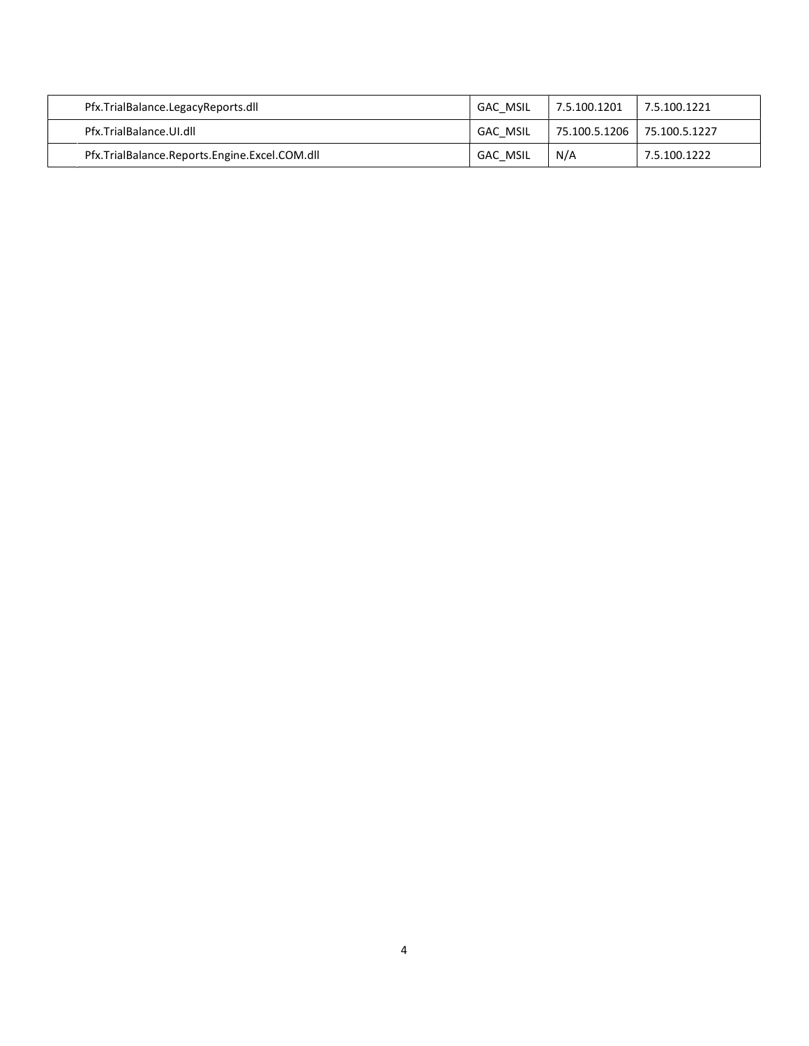| | | | |
|---|---|---|---|
| Pfx.TrialBalance.LegacyReports.dll | GAC_MSIL | 7.5.100.1201 | 7.5.100.1221 |
| Pfx.TrialBalance.UI.dll | GAC_MSIL | 75.100.5.1206 | 75.100.5.1227 |
| Pfx.TrialBalance.Reports.Engine.Excel.COM.dll | GAC_MSIL | N/A | 7.5.100.1222 |